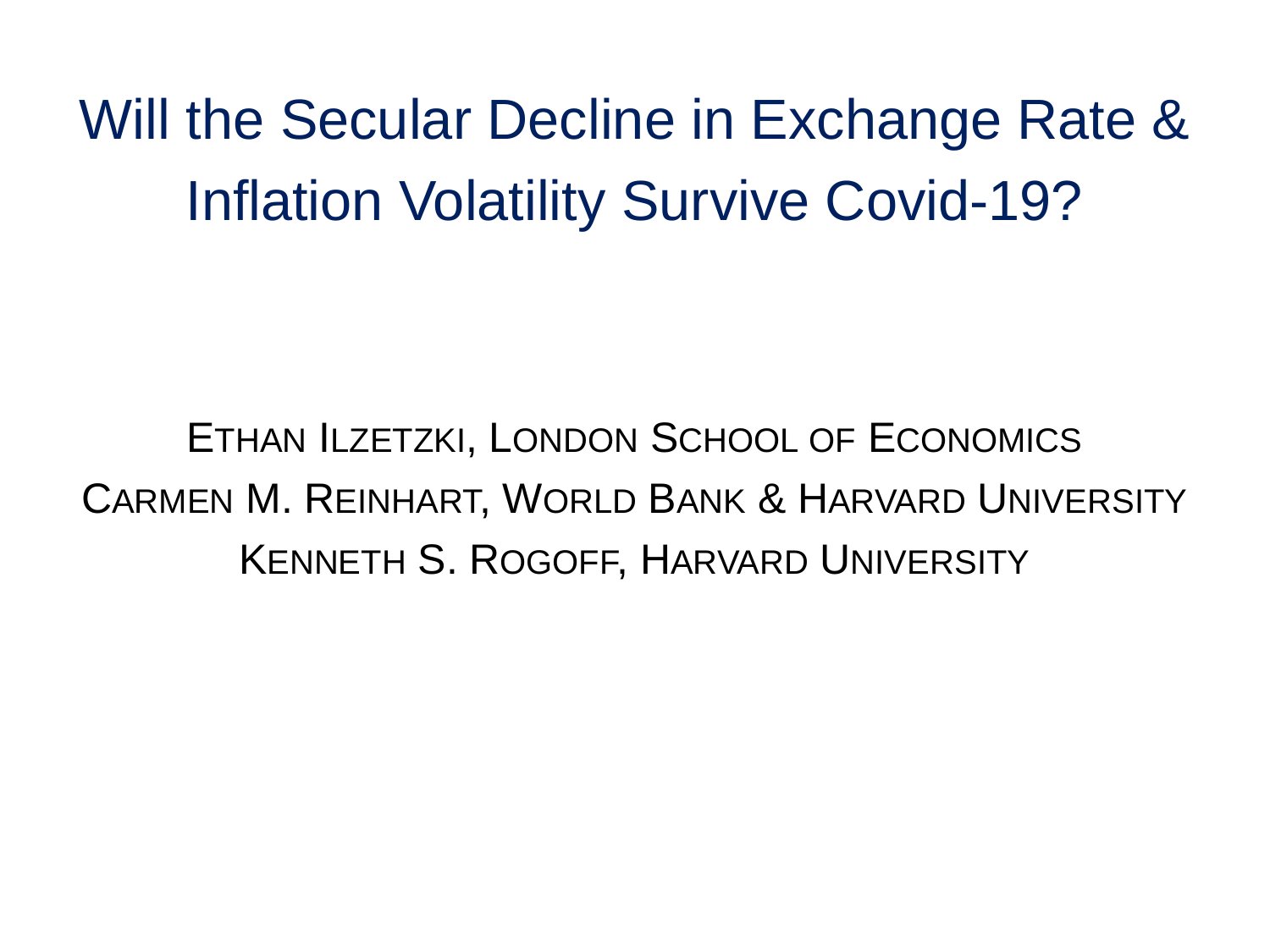# Will the Secular Decline in Exchange Rate & Inflation Volatility Survive Covid-19?

Ethan Ilzetzki, London School of Economics

Carmen M. Reinhart, World Bank & Harvard University

Kenneth S. Rogoff, Harvard University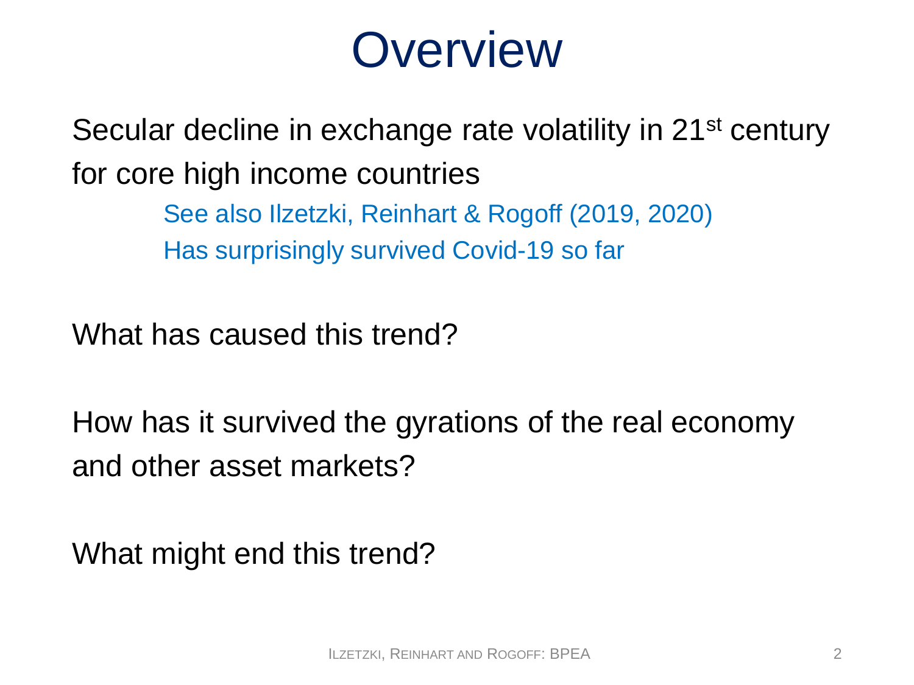# Overview

Secular decline in exchange rate volatility in 21st century for core high income countries

- See also Ilzetzki, Reinhart & Rogoff (2019, 2020)
- Has surprisingly survived Covid-19 so far

What has caused this trend?

How has it survived the gyrations of the real economy and other asset markets?

What might end this trend?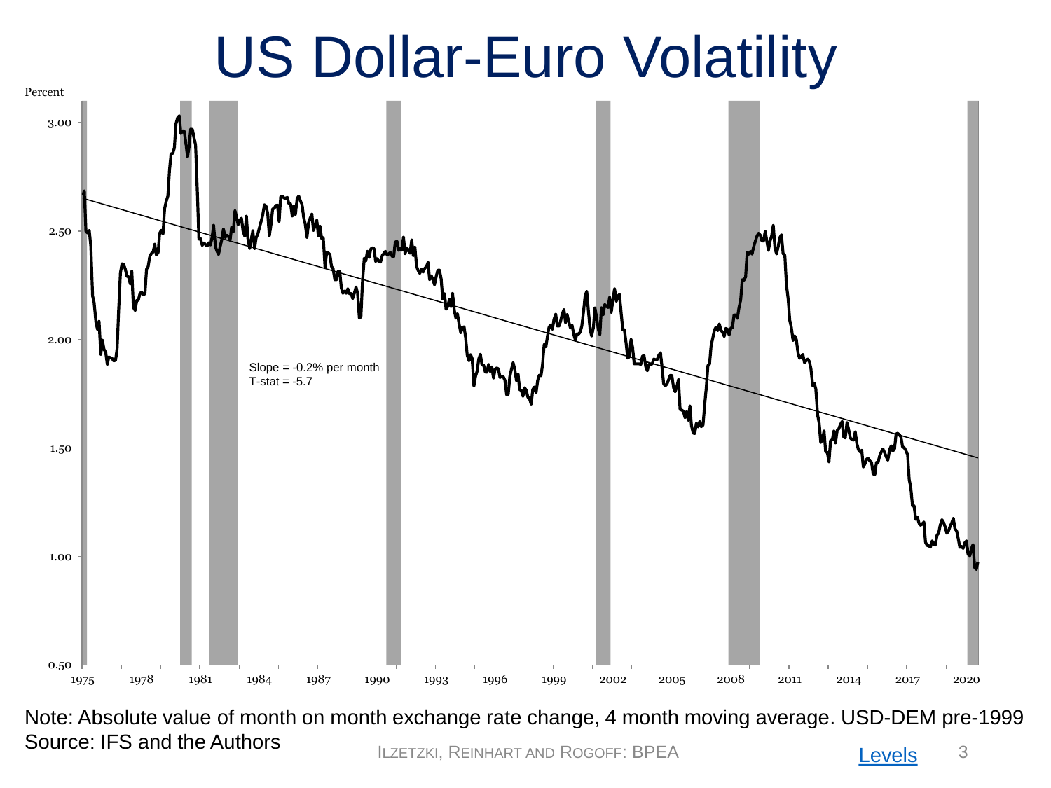# US Dollar-Euro Volatility

Percent

Slope = -0.2% per month
T-stat = -5.7

Note: Absolute value of month on month exchange rate change, 4 month moving average. USD-DEM pre-1999
Source: IFS and the Authors

Levels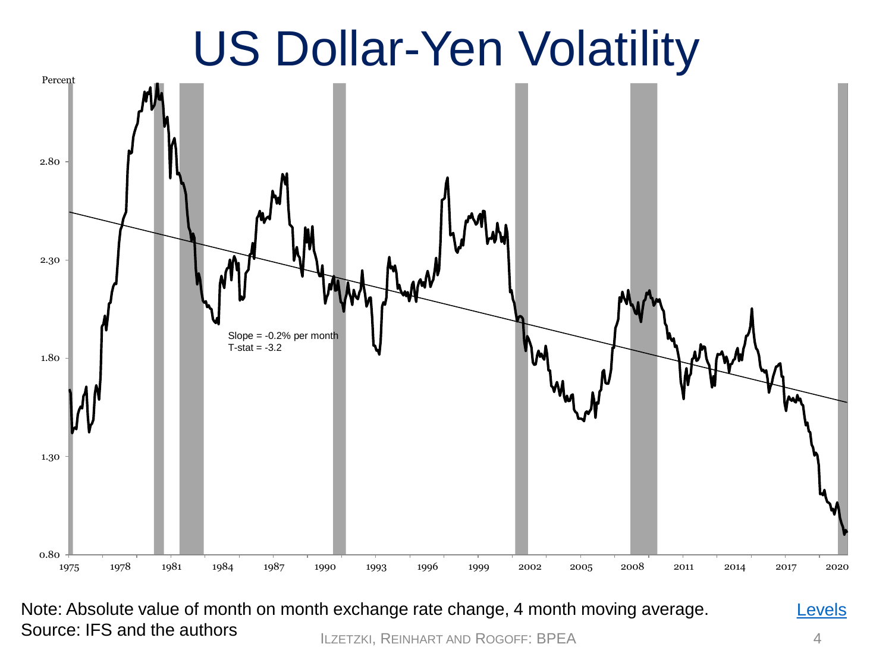# US Dollar-Yen Volatility

Percent

2.80

2.30

1.80

1.30

0.80

1975 1978 1981 1984 1987 1990 1993 1996 1999 2002 2005 2008 2011 2014 2017 2020

Slope = -0.2% per month
T-stat = -3.2

Note: Absolute value of month on month exchange rate change, 4 month moving average.
Source: IFS and the authors

Levels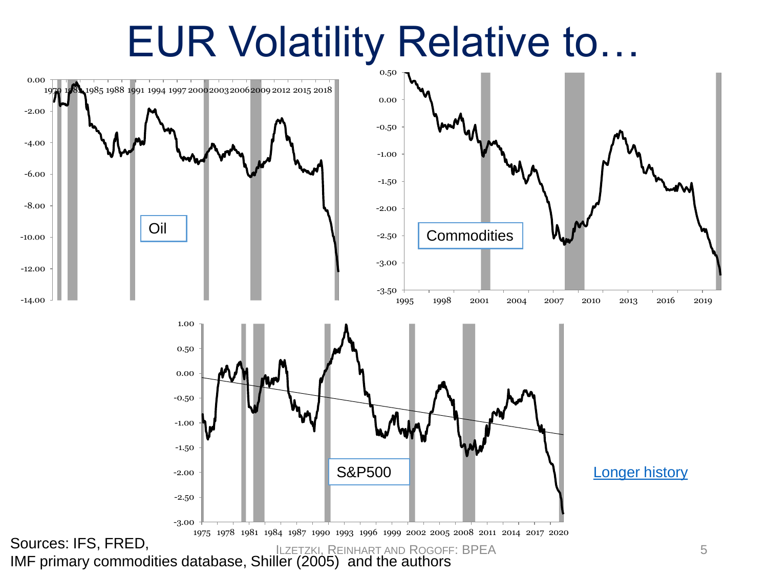# EUR Volatility Relative to…

Oil

Commodities

S&P500

Longer history

Sources: IFS, FRED,
IMF primary commodities database, Shiller (2005) and the authors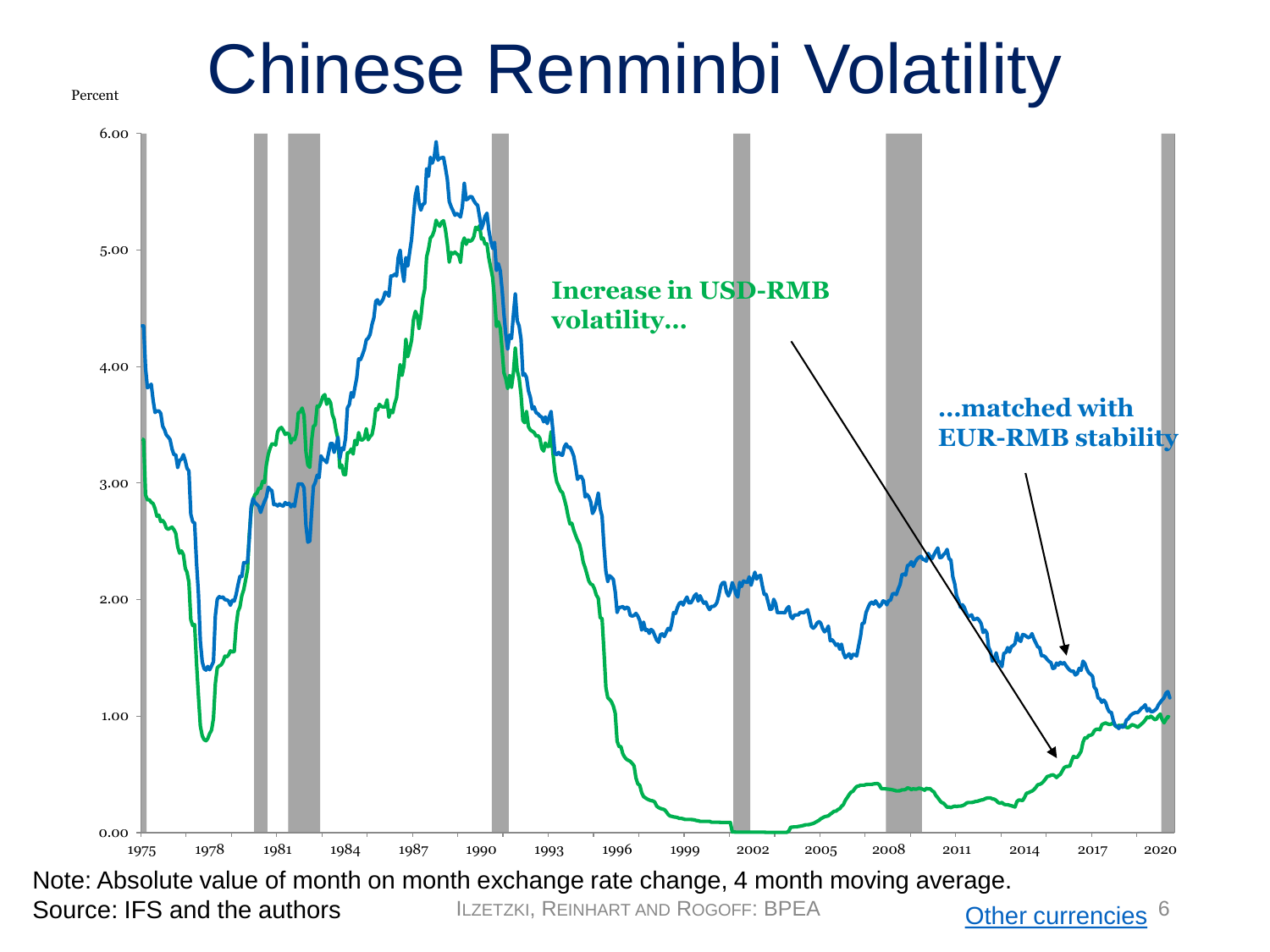# Chinese Renminbi Volatility

Percent

6.00
5.00
4.00
3.00
2.00
1.00
0.00

1975 1978 1981 1984 1987 1990 1993 1996 1999 2002 2005 2008 2011 2014 2017 2020

**Increase in USD-RMB volatility…**

**…matched with EUR-RMB stability**

Note: Absolute value of month on month exchange rate change, 4 month moving average.
Source: IFS and the authors

ILZETZKI, REINHART AND ROGOFF: BPEA

[Other currencies]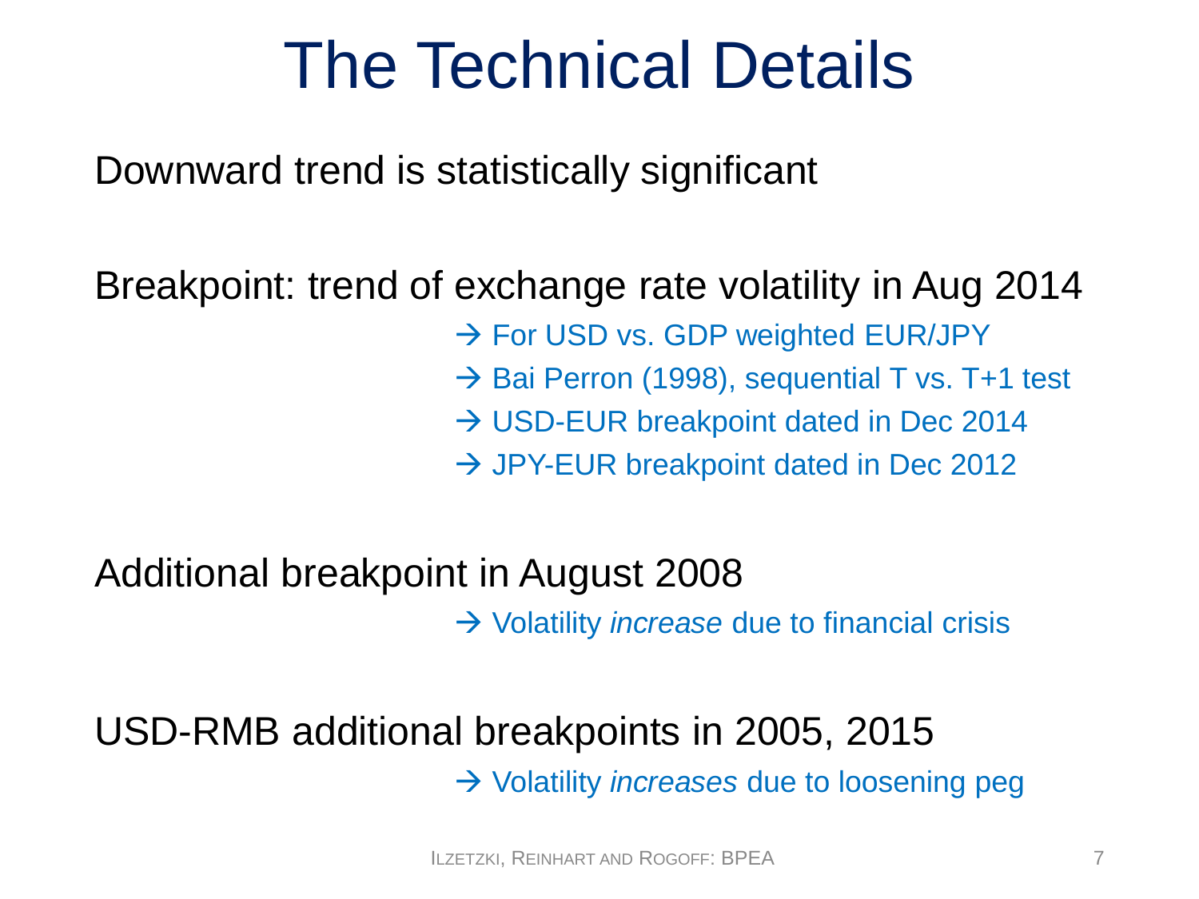# The Technical Details

Downward trend is statistically significant

Breakpoint: trend of exchange rate volatility in Aug 2014

- → For USD vs. GDP weighted EUR/JPY
- → Bai Perron (1998), sequential T vs. T+1 test
- → USD-EUR breakpoint dated in Dec 2014
- → JPY-EUR breakpoint dated in Dec 2012

Additional breakpoint in August 2008

- → Volatility *increase* due to financial crisis

USD-RMB additional breakpoints in 2005, 2015

- → Volatility *increases* due to loosening peg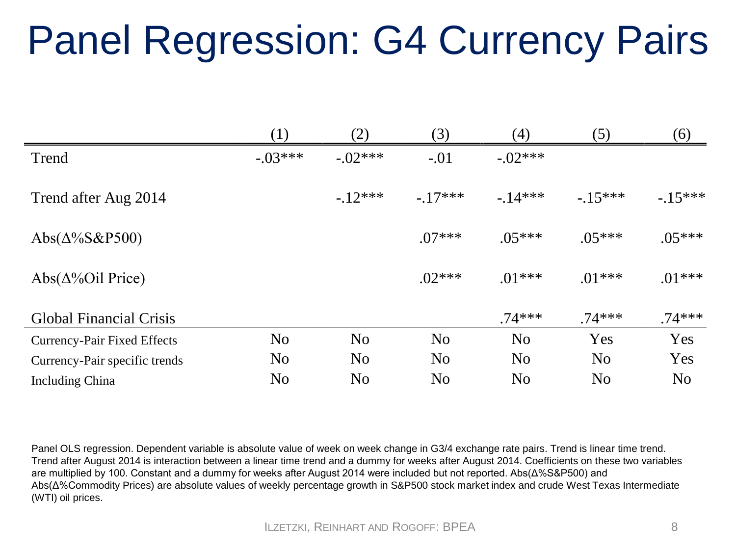# Panel Regression: G4 Currency Pairs

| | (1) | (2) | (3) | (4) | (5) | (6) |
|---|---|---|---|---|---|---|
| Trend | -.03*** | -.02*** | -.01 | -.02*** | | |
| Trend after Aug 2014 | | -.12*** | -.17*** | -.14*** | -.15*** | -.15*** |
| Abs(Δ%S&P500) | | | .07*** | .05*** | .05*** | .05*** |
| Abs(Δ%Oil Price) | | | .02*** | .01*** | .01*** | .01*** |
| Global Financial Crisis | | | | .74*** | .74*** | .74*** |
| Currency-Pair Fixed Effects | No | No | No | No | Yes | Yes |
| Currency-Pair specific trends | No | No | No | No | No | Yes |
| Including China | No | No | No | No | No | No |

Panel OLS regression. Dependent variable is absolute value of week on week change in G3/4 exchange rate pairs. Trend is linear time trend. Trend after August 2014 is interaction between a linear time trend and a dummy for weeks after August 2014. Coefficients on these two variables are multiplied by 100. Constant and a dummy for weeks after August 2014 were included but not reported. Abs(Δ%S&P500) and Abs(Δ%Commodity Prices) are absolute values of weekly percentage growth in S&P500 stock market index and crude West Texas Intermediate (WTI) oil prices.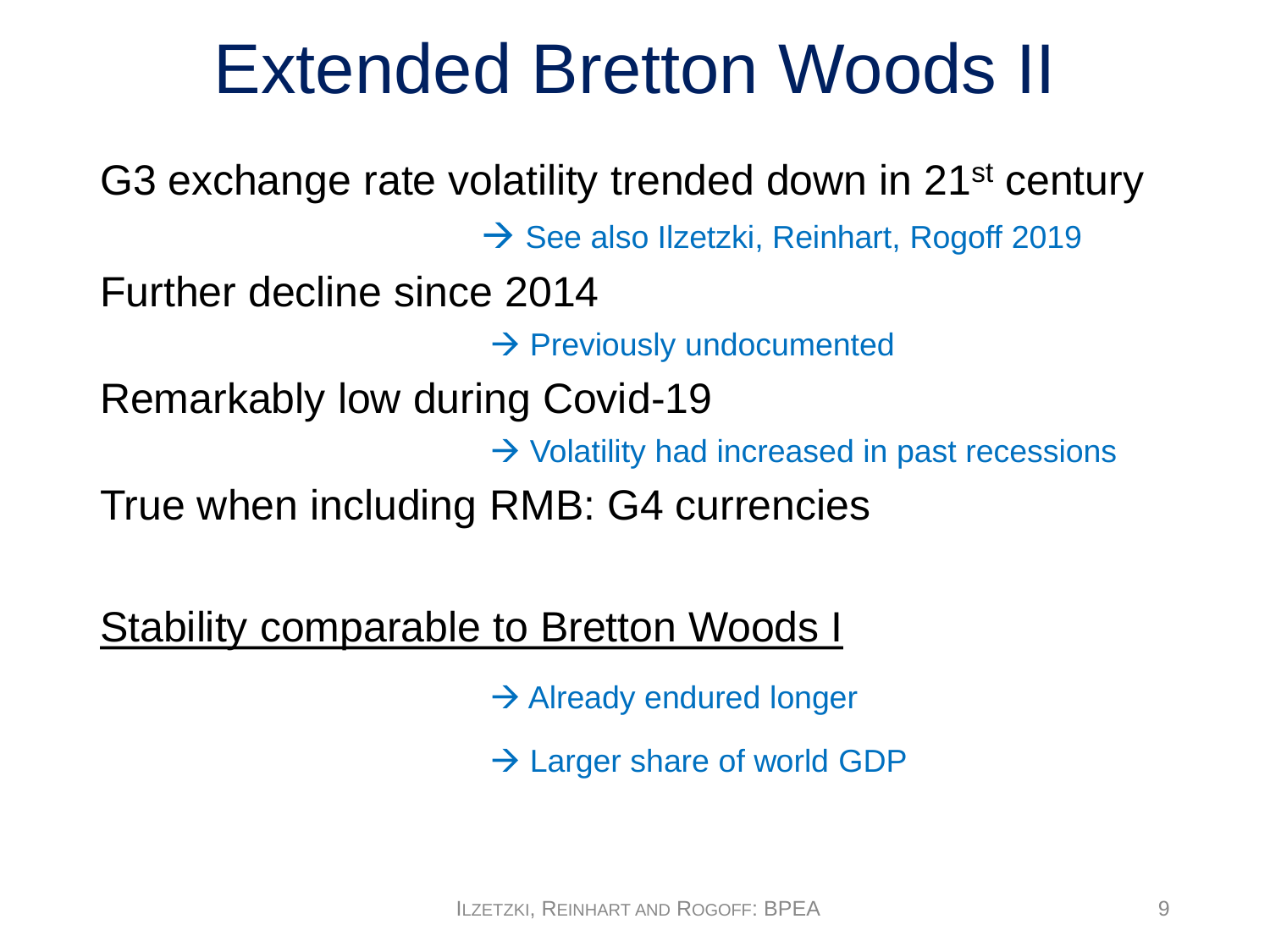# Extended Bretton Woods II

G3 exchange rate volatility trended down in 21$^{st}$ century

→ See also Ilzetzki, Reinhart, Rogoff 2019

Further decline since 2014

→ Previously undocumented

Remarkably low during Covid-19

→ Volatility had increased in past recessions

True when including RMB: G4 currencies

<u>Stability comparable to Bretton Woods I</u>

→ Already endured longer

→ Larger share of world GDP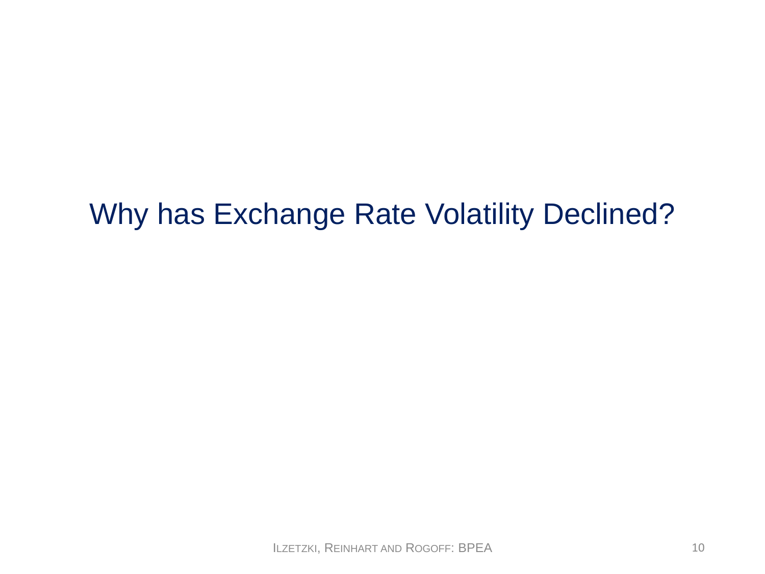# Why has Exchange Rate Volatility Declined?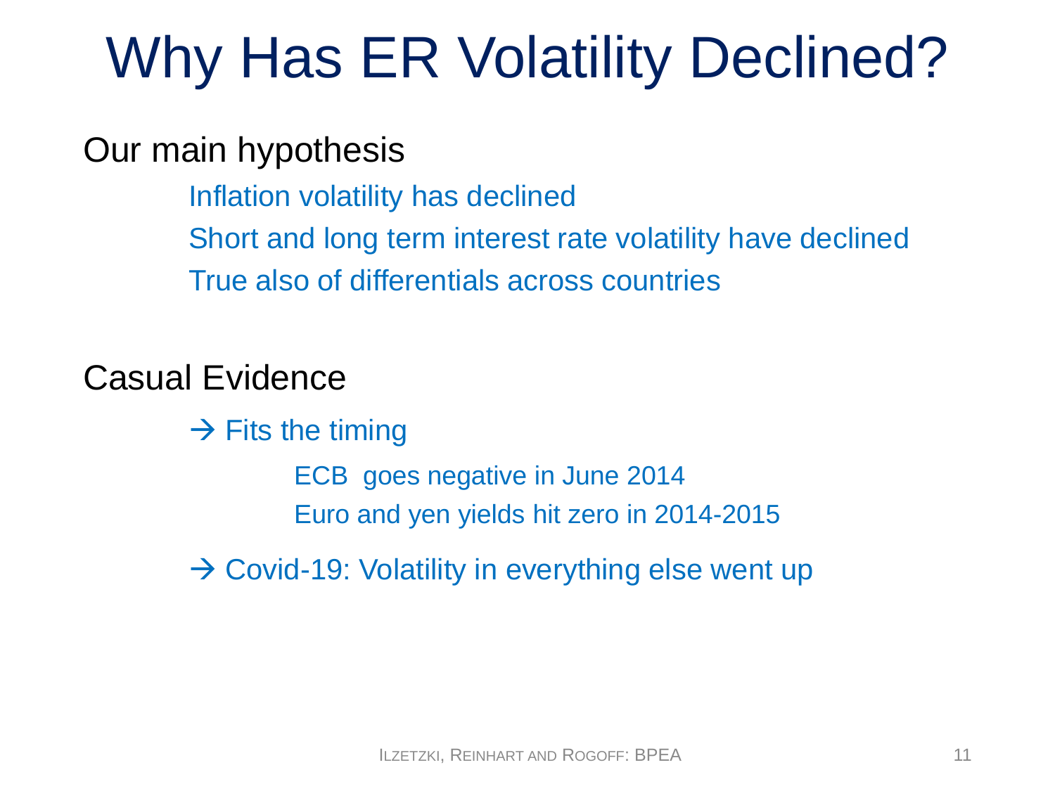# Why Has ER Volatility Declined?

Our main hypothesis

- Inflation volatility has declined
- Short and long term interest rate volatility have declined
- True also of differentials across countries

Casual Evidence

- → Fits the timing
  - ECB goes negative in June 2014
  - Euro and yen yields hit zero in 2014-2015
- → Covid-19: Volatility in everything else went up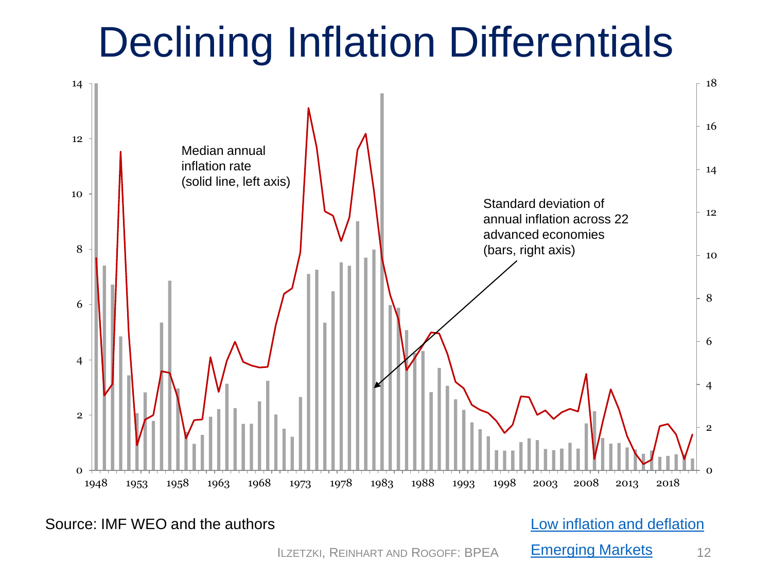# Declining Inflation Differentials

Median annual inflation rate (solid line, left axis)

Standard deviation of annual inflation across 22 advanced economies (bars, right axis)

Source: IMF WEO and the authors

[Low inflation and deflation](#)

[Emerging Markets](#)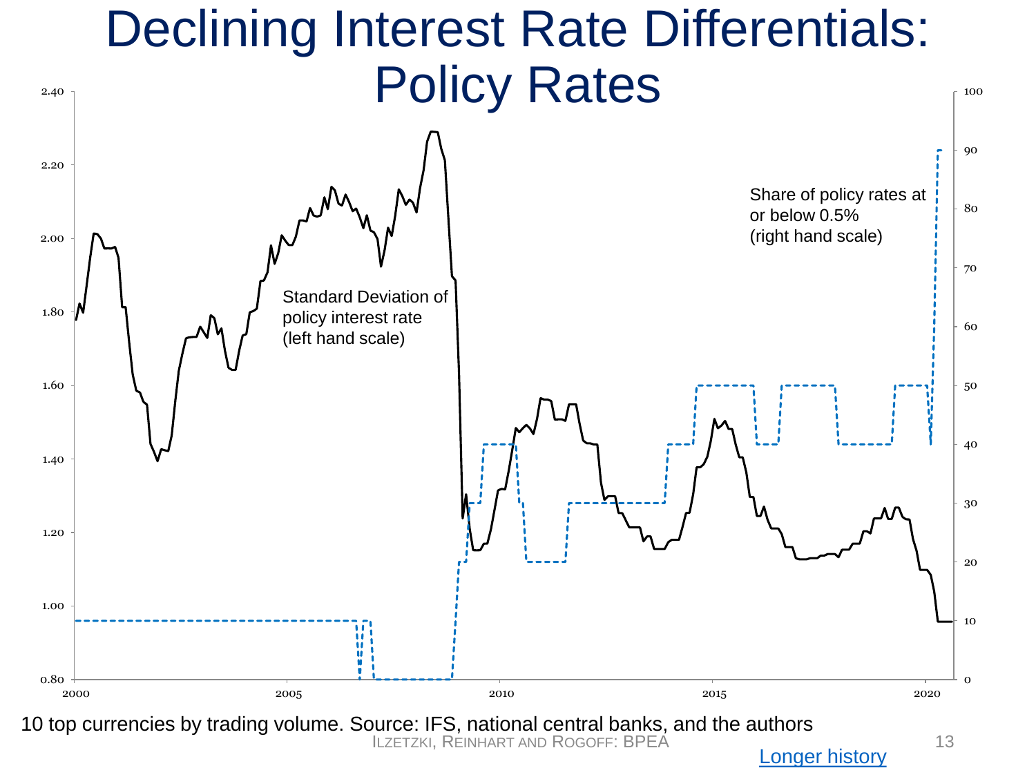# Declining Interest Rate Differentials: Policy Rates

Standard Deviation of policy interest rate (left hand scale)

Share of policy rates at or below 0.5% (right hand scale)

10 top currencies by trading volume. Source: IFS, national central banks, and the authors

Longer history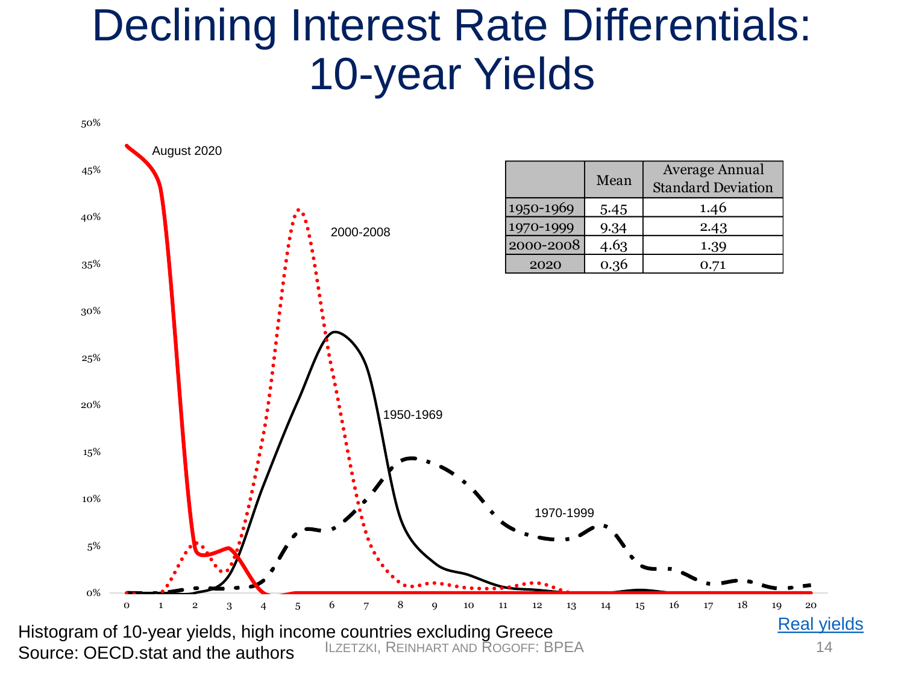# Declining Interest Rate Differentials: 10-year Yields

|  | Mean | Average Annual Standard Deviation |
|---|---|---|
| 1950-1969 | 5.45 | 1.46 |
| 1970-1999 | 9.34 | 2.43 |
| 2000-2008 | 4.63 | 1.39 |
| 2020 | 0.36 | 0.71 |

Histogram of 10-year yields, high income countries excluding Greece
Source: OECD.stat and the authors

Real yields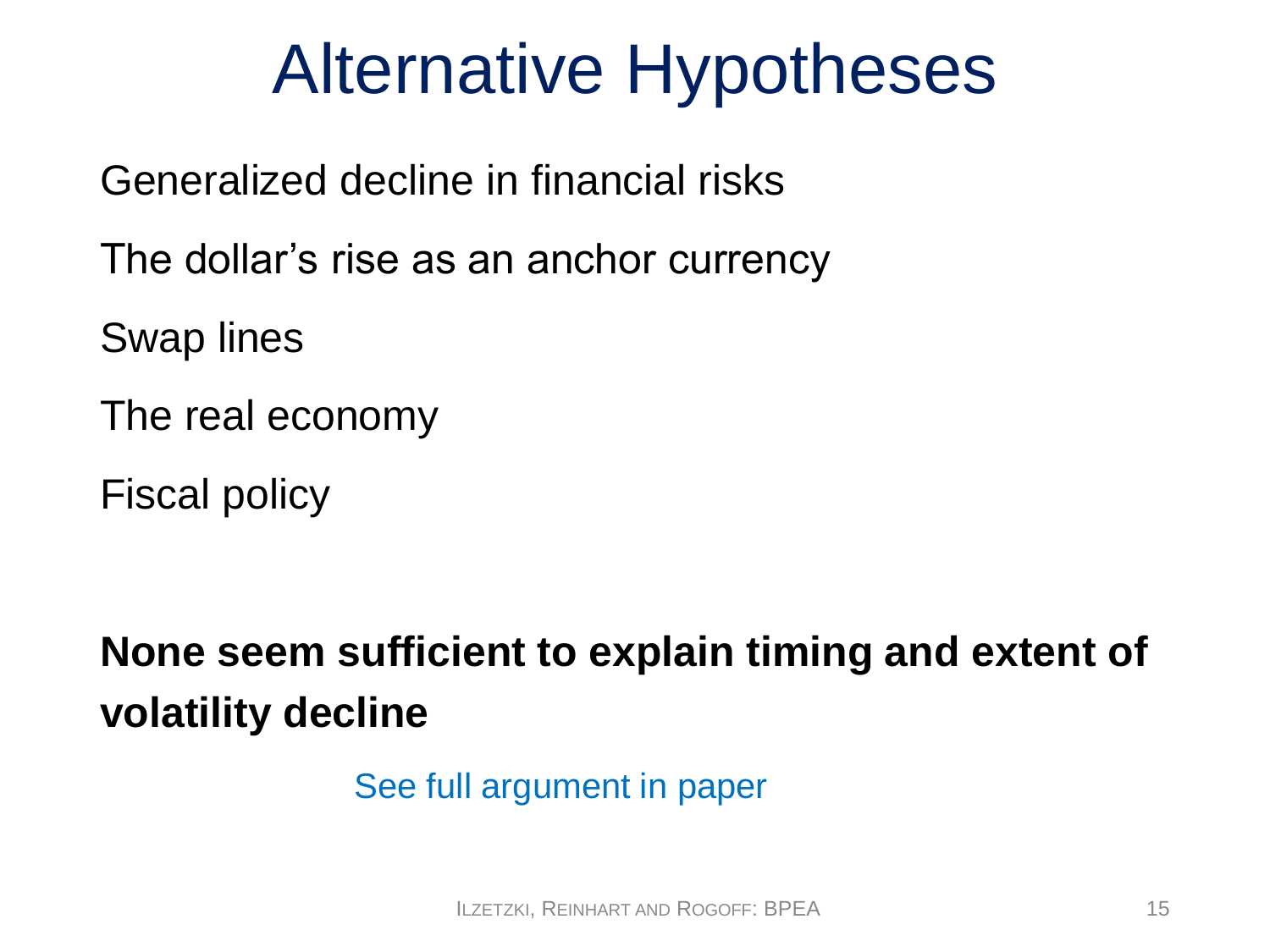# Alternative Hypotheses

Generalized decline in financial risks

The dollar's rise as an anchor currency

Swap lines

The real economy

Fiscal policy

**None seem sufficient to explain timing and extent of volatility decline**

See full argument in paper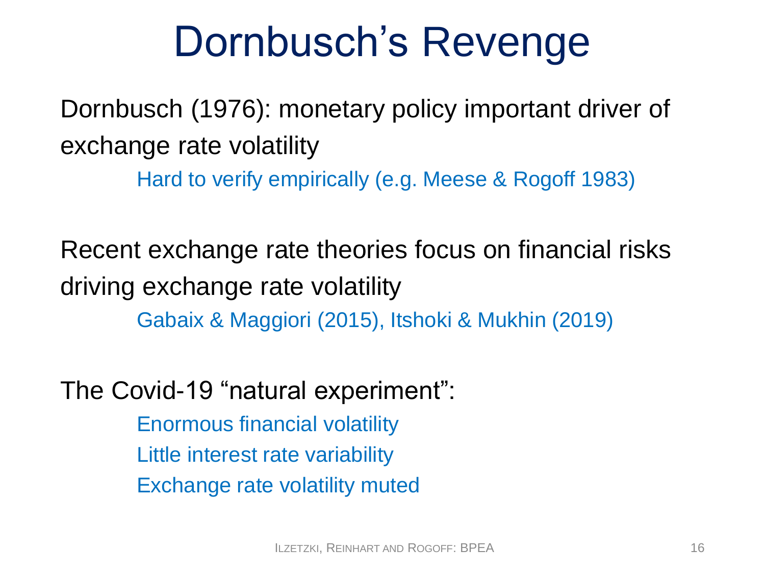# Dornbusch's Revenge

Dornbusch (1976): monetary policy important driver of exchange rate volatility

- Hard to verify empirically (e.g. Meese & Rogoff 1983)

Recent exchange rate theories focus on financial risks driving exchange rate volatility

- Gabaix & Maggiori (2015), Itshoki & Mukhin (2019)

The Covid-19 "natural experiment":

- Enormous financial volatility
- Little interest rate variability
- Exchange rate volatility muted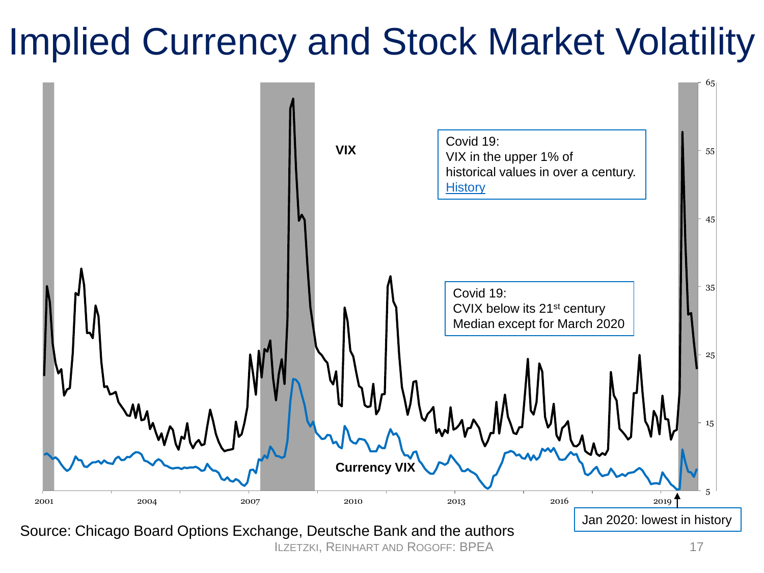# Implied Currency and Stock Market Volatility

VIX

Covid 19:
VIX in the upper 1% of historical values in over a century. [History](#)

Covid 19:
CVIX below its 21st century Median except for March 2020

Currency VIX

Jan 2020: lowest in history

Source: Chicago Board Options Exchange, Deutsche Bank and the authors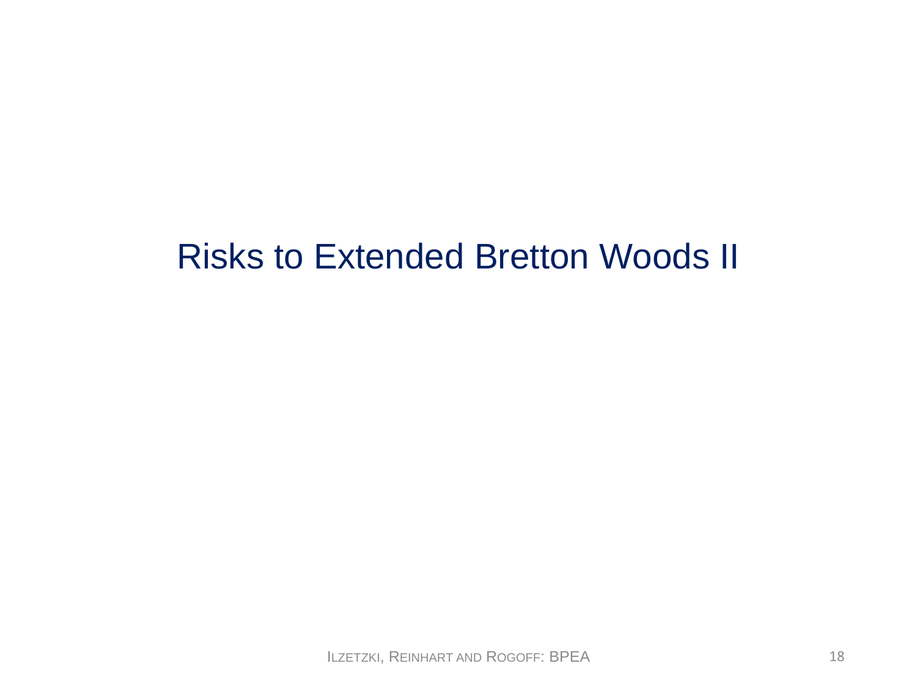# Risks to Extended Bretton Woods II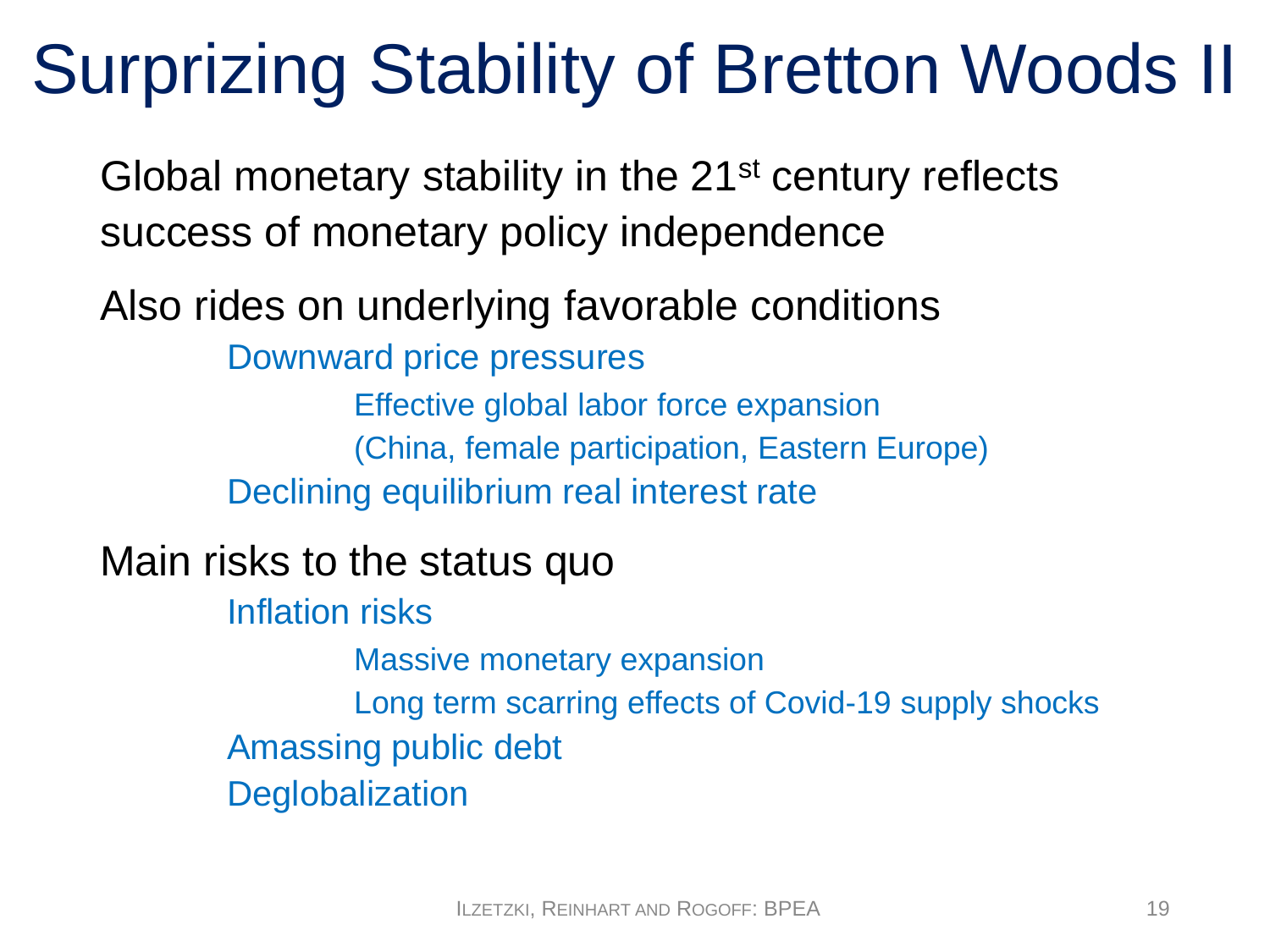# Surprizing Stability of Bretton Woods II

Global monetary stability in the 21st century reflects success of monetary policy independence

Also rides on underlying favorable conditions

- Downward price pressures
  - Effective global labor force expansion
  - (China, female participation, Eastern Europe)
- Declining equilibrium real interest rate

Main risks to the status quo

- Inflation risks
  - Massive monetary expansion
  - Long term scarring effects of Covid-19 supply shocks
- Amassing public debt
- Deglobalization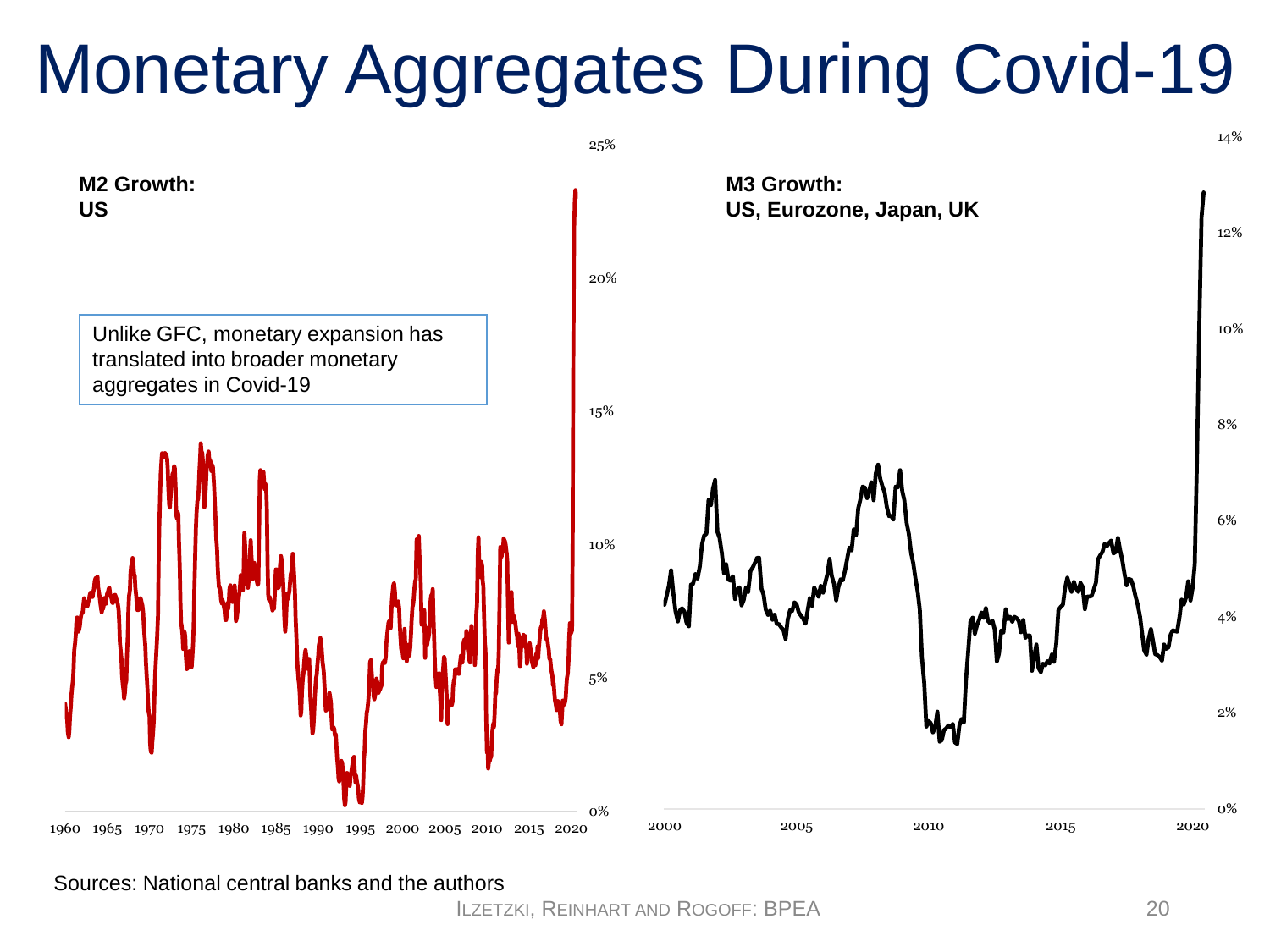# Monetary Aggregates During Covid-19

**M2 Growth:**
**US**

Unlike GFC, monetary expansion has translated into broader monetary aggregates in Covid-19

**M3 Growth:**
**US, Eurozone, Japan, UK**

Sources: National central banks and the authors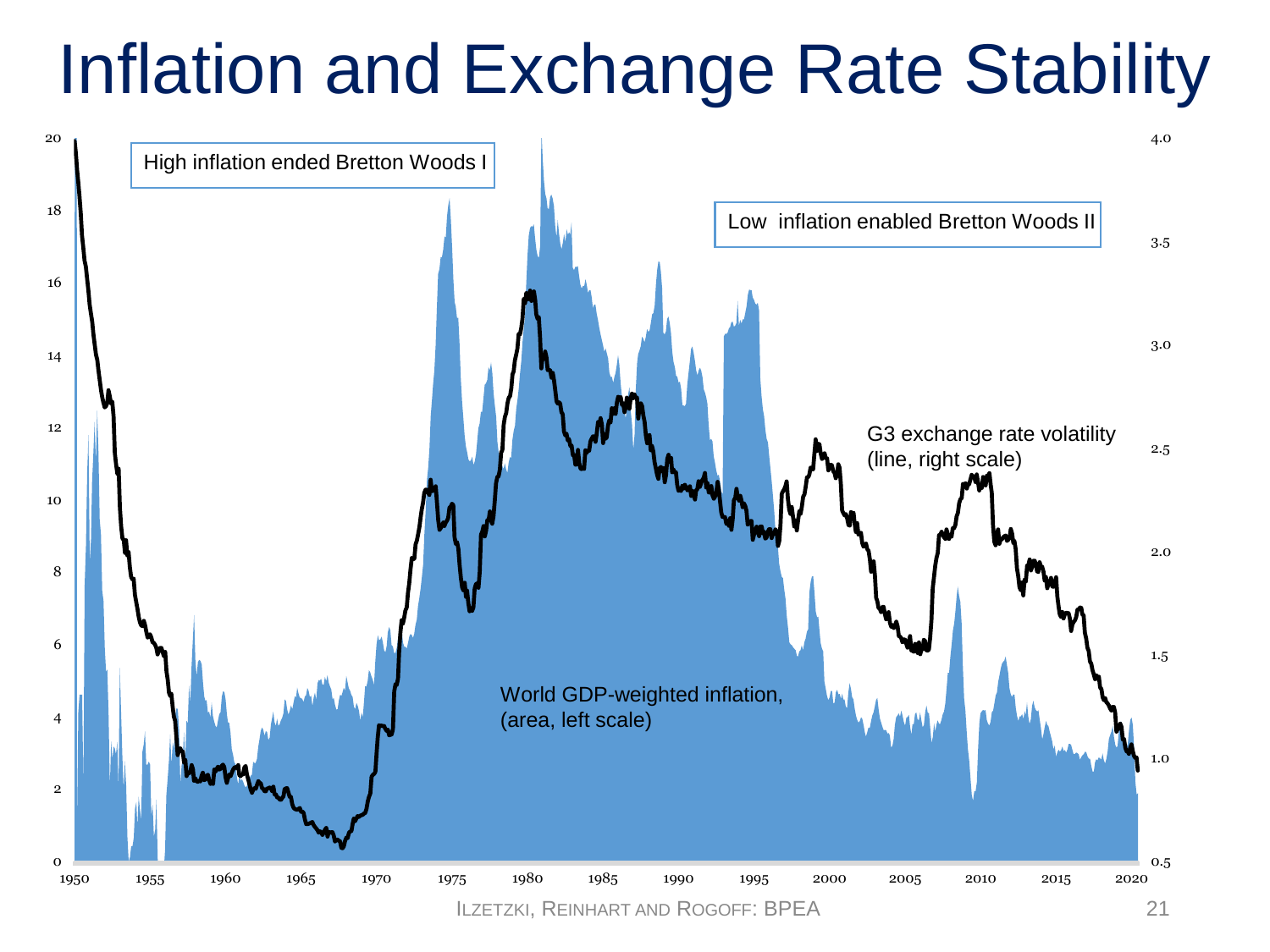# Inflation and Exchange Rate Stability

High inflation ended Bretton Woods I

Low inflation enabled Bretton Woods II

G3 exchange rate volatility (line, right scale)

World GDP-weighted inflation, (area, left scale)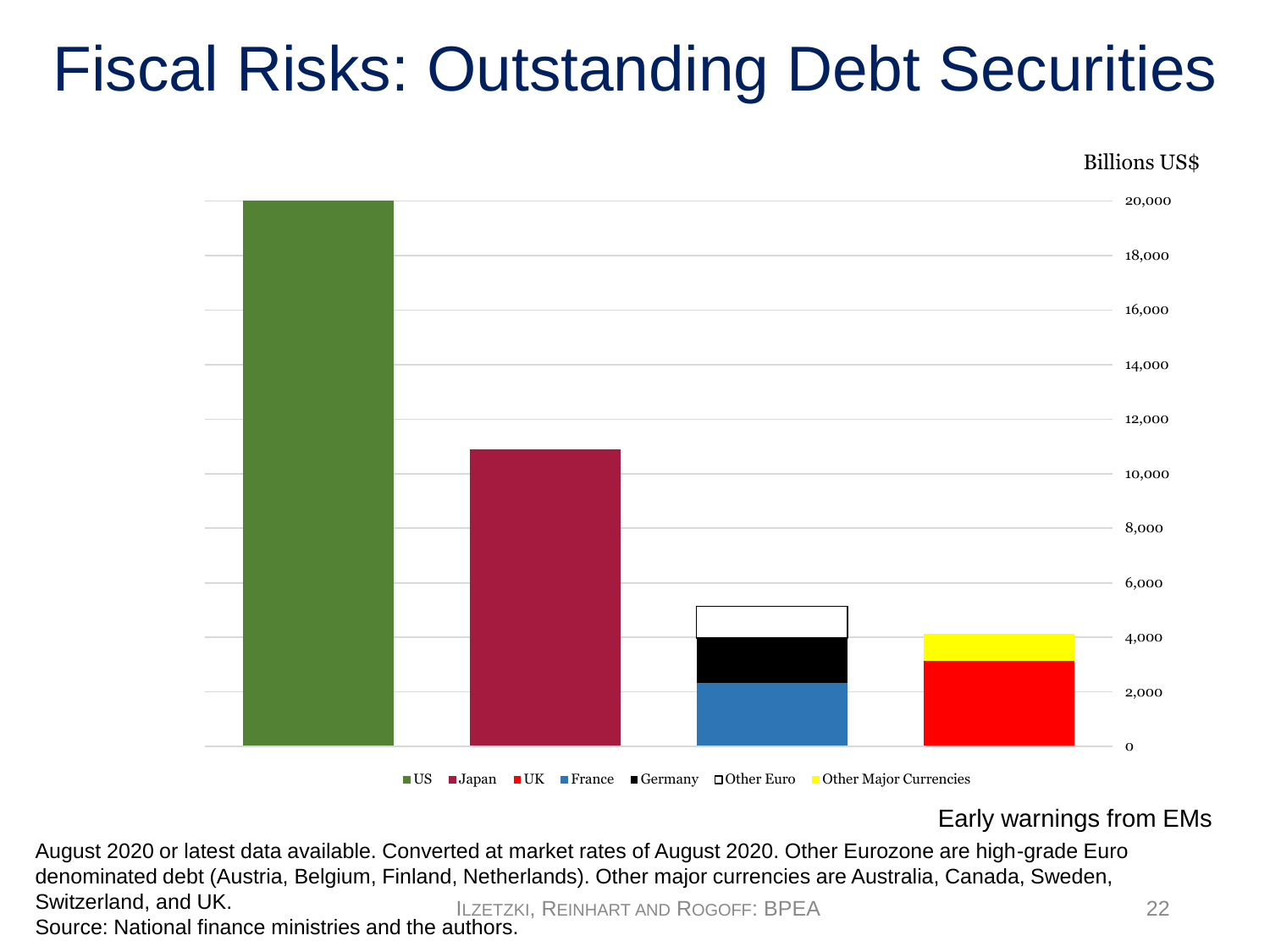# Fiscal Risks: Outstanding Debt Securities

Billions US$

20,000
18,000
16,000
14,000
12,000
10,000
8,000
6,000
4,000
2,000
0

US Japan UK France Germany Other Euro Other Major Currencies

Early warnings from EMs

August 2020 or latest data available. Converted at market rates of August 2020. Other Eurozone are high-grade Euro denominated debt (Austria, Belgium, Finland, Netherlands). Other major currencies are Australia, Canada, Sweden, Switzerland, and UK.
Source: National finance ministries and the authors.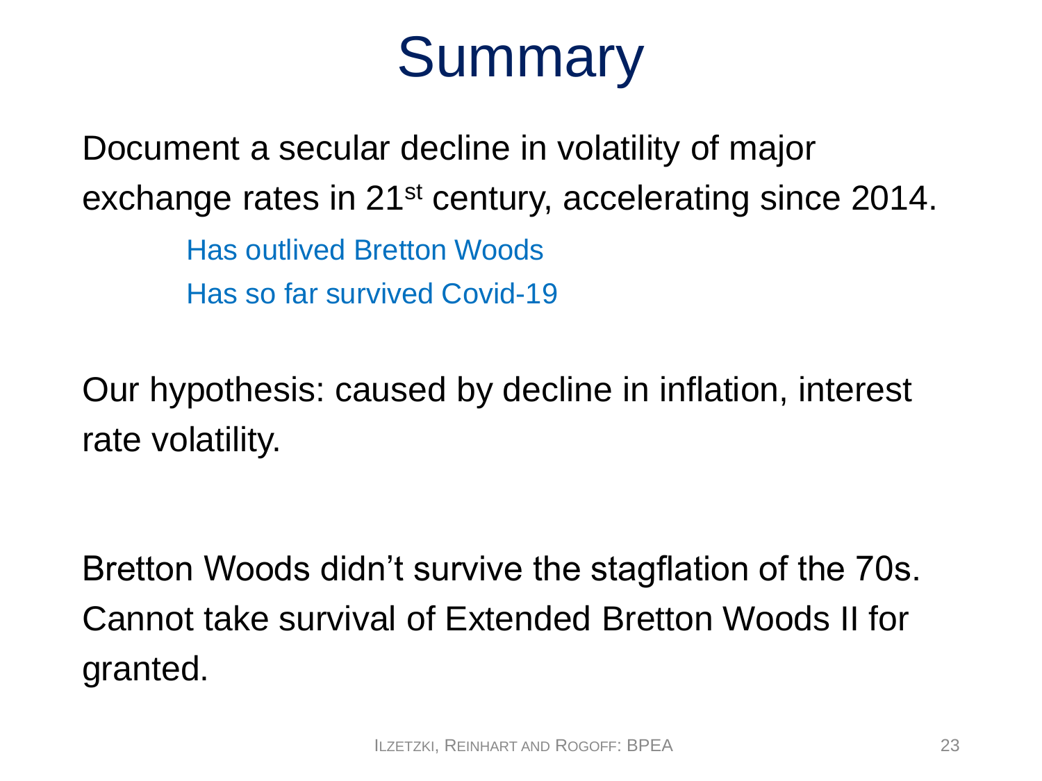# Summary

Document a secular decline in volatility of major exchange rates in 21st century, accelerating since 2014.

- Has outlived Bretton Woods
- Has so far survived Covid-19

Our hypothesis: caused by decline in inflation, interest rate volatility.

Bretton Woods didn't survive the stagflation of the 70s. Cannot take survival of Extended Bretton Woods II for granted.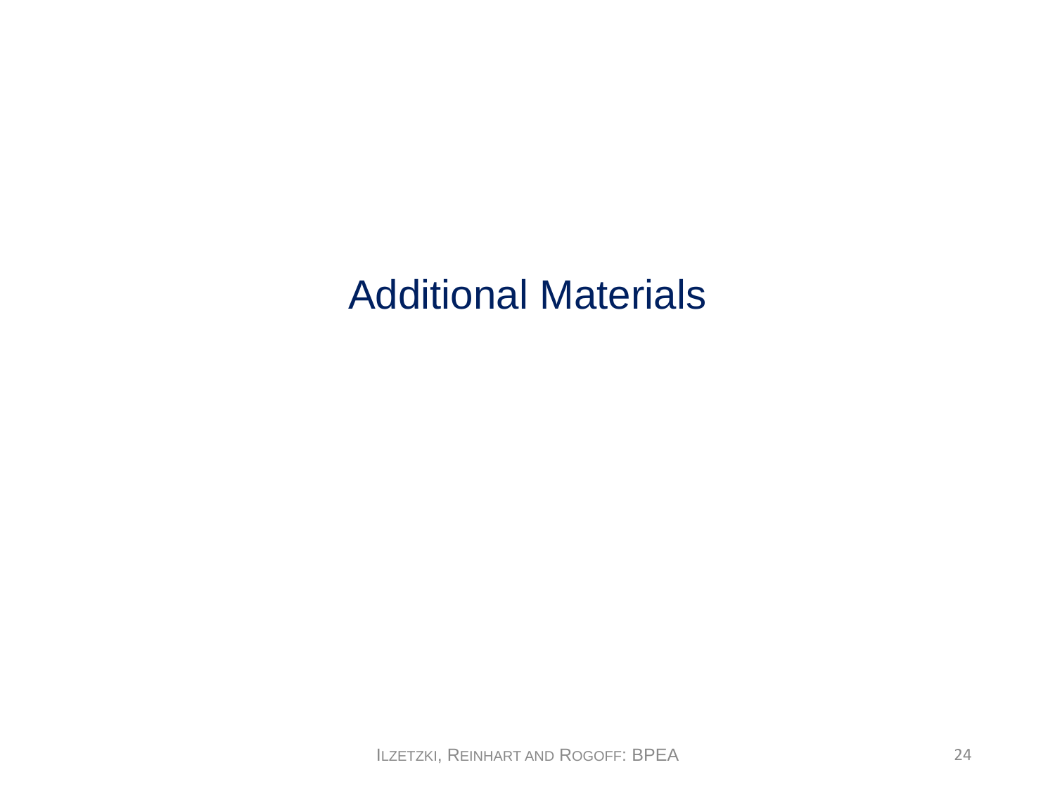# Additional Materials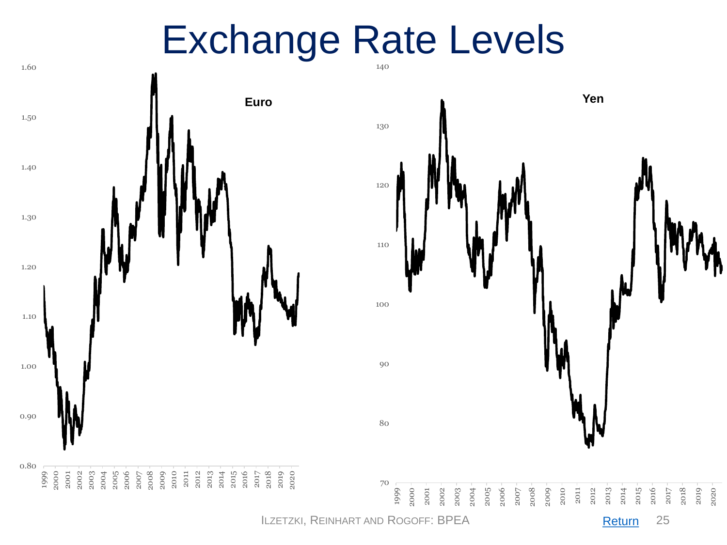# Exchange Rate Levels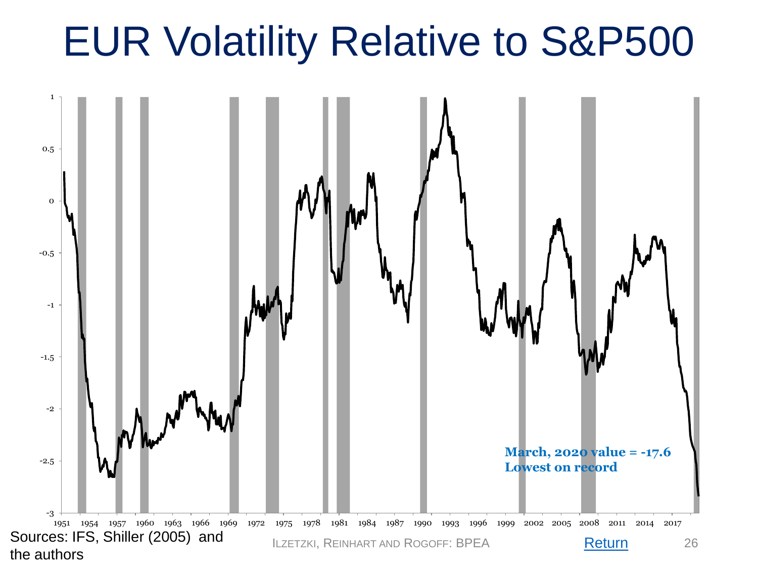# EUR Volatility Relative to S&P500

March, 2020 value = -17.6
Lowest on record

Sources: IFS, Shiller (2005) and the authors

ILZETZKI, REINHART AND ROGOFF: BPEA

Return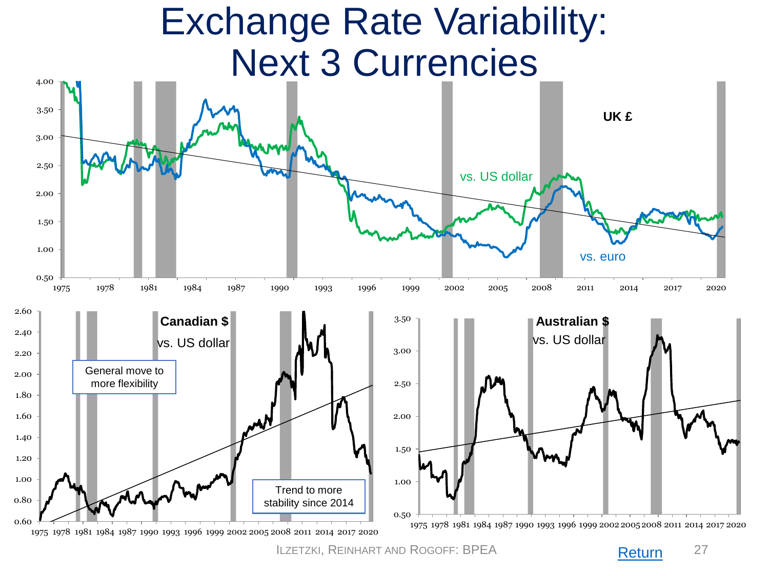# Exchange Rate Variability: Next 3 Currencies

**UK £**

vs. US dollar

vs. euro

**Canadian $**

vs. US dollar

General move to more flexibility

Trend to more stability since 2014

**Australian $**

vs. US dollar

ILZETZKI, REINHART AND ROGOFF: BPEA

Return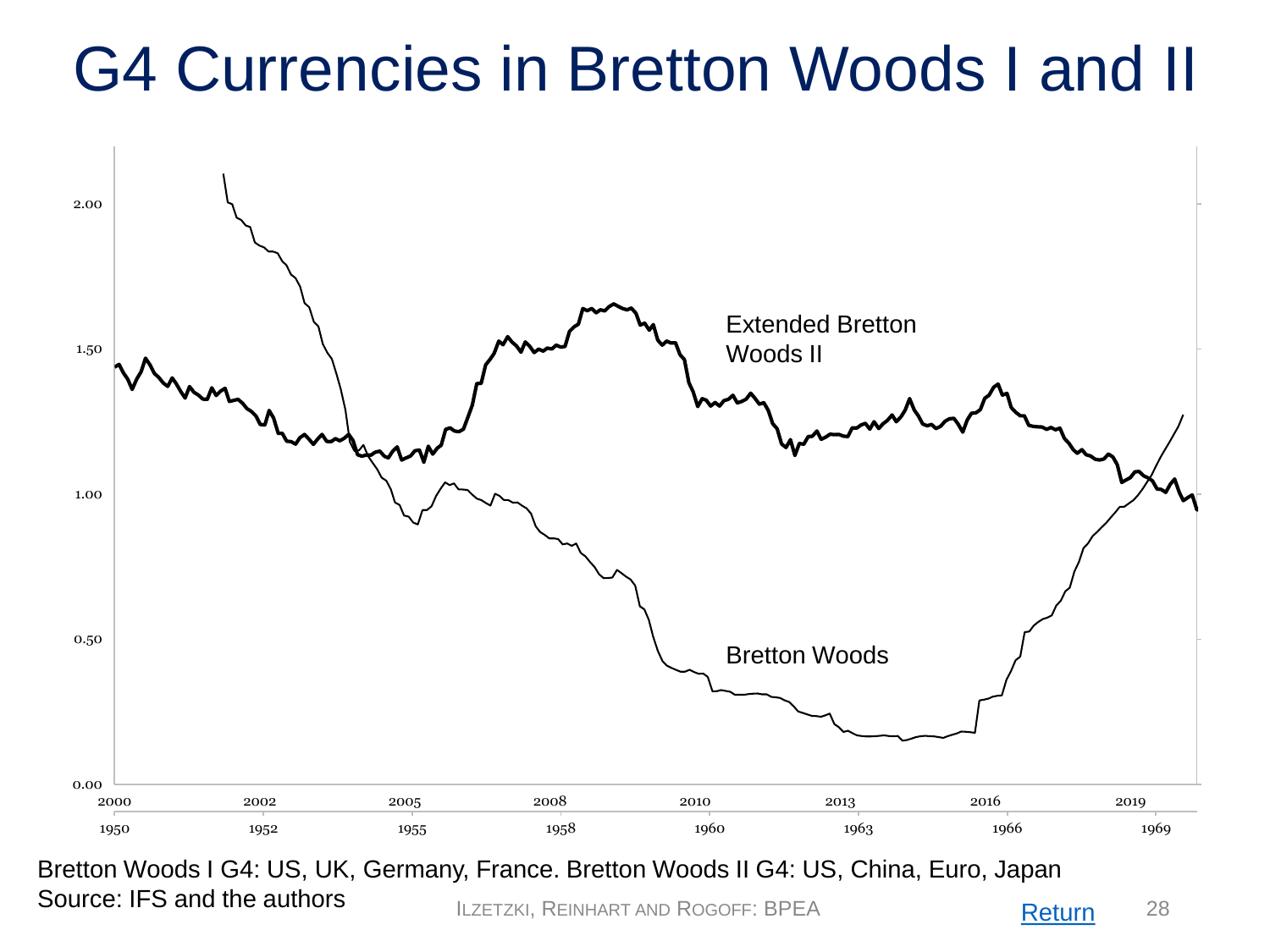# G4 Currencies in Bretton Woods I and II

Bretton Woods I G4: US, UK, Germany, France. Bretton Woods II G4: US, China, Euro, Japan
Source: IFS and the authors

ILZETZKI, REINHART AND ROGOFF: BPEA

Return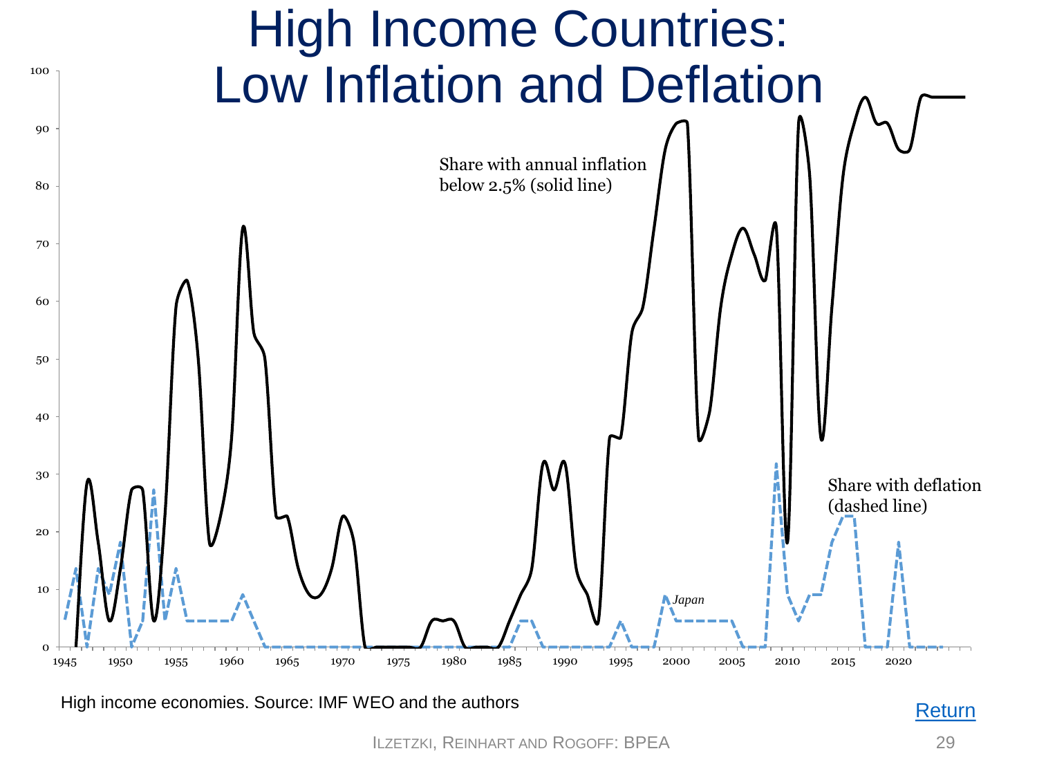# High Income Countries: Low Inflation and Deflation

Share with annual inflation below 2.5% (solid line)

Share with deflation (dashed line)

*Japan*

High income economies. Source: IMF WEO and the authors

Return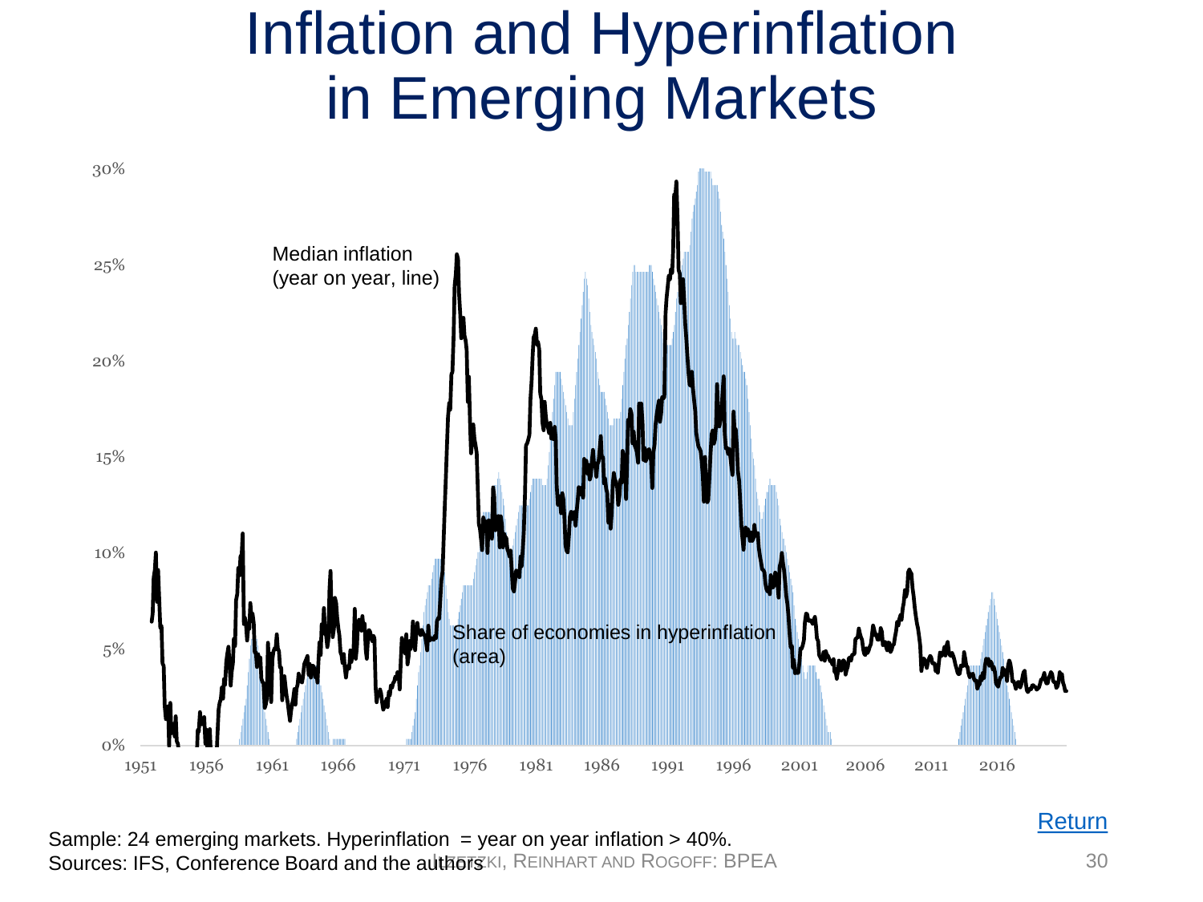# Inflation and Hyperinflation in Emerging Markets

Median inflation (year on year, line)

Share of economies in hyperinflation (area)

Sample: 24 emerging markets. Hyperinflation = year on year inflation > 40%.
Sources: IFS, Conference Board and the authors

Return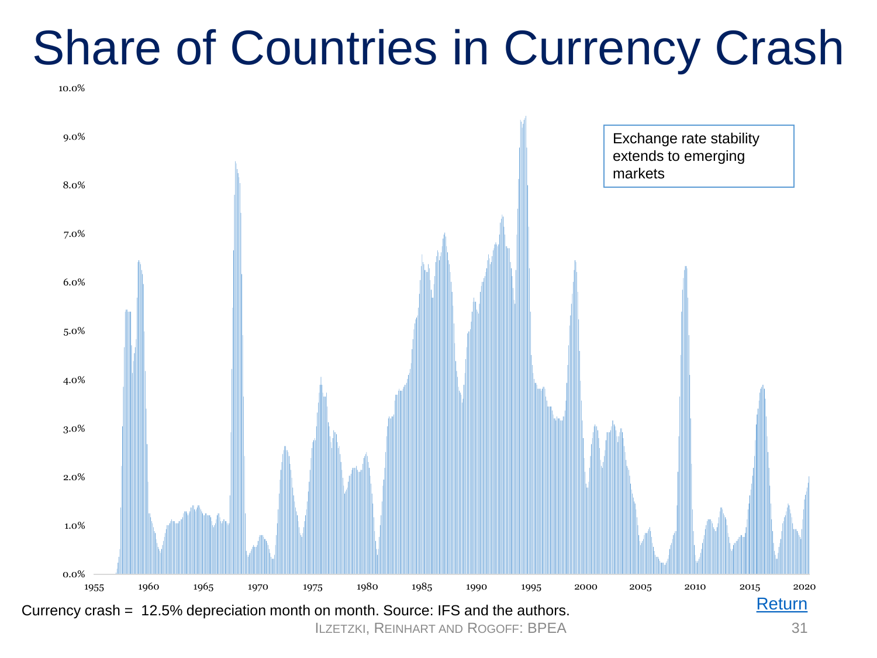# Share of Countries in Currency Crash

Exchange rate stability extends to emerging markets

Currency crash = 12.5% depreciation month on month. Source: IFS and the authors.

Return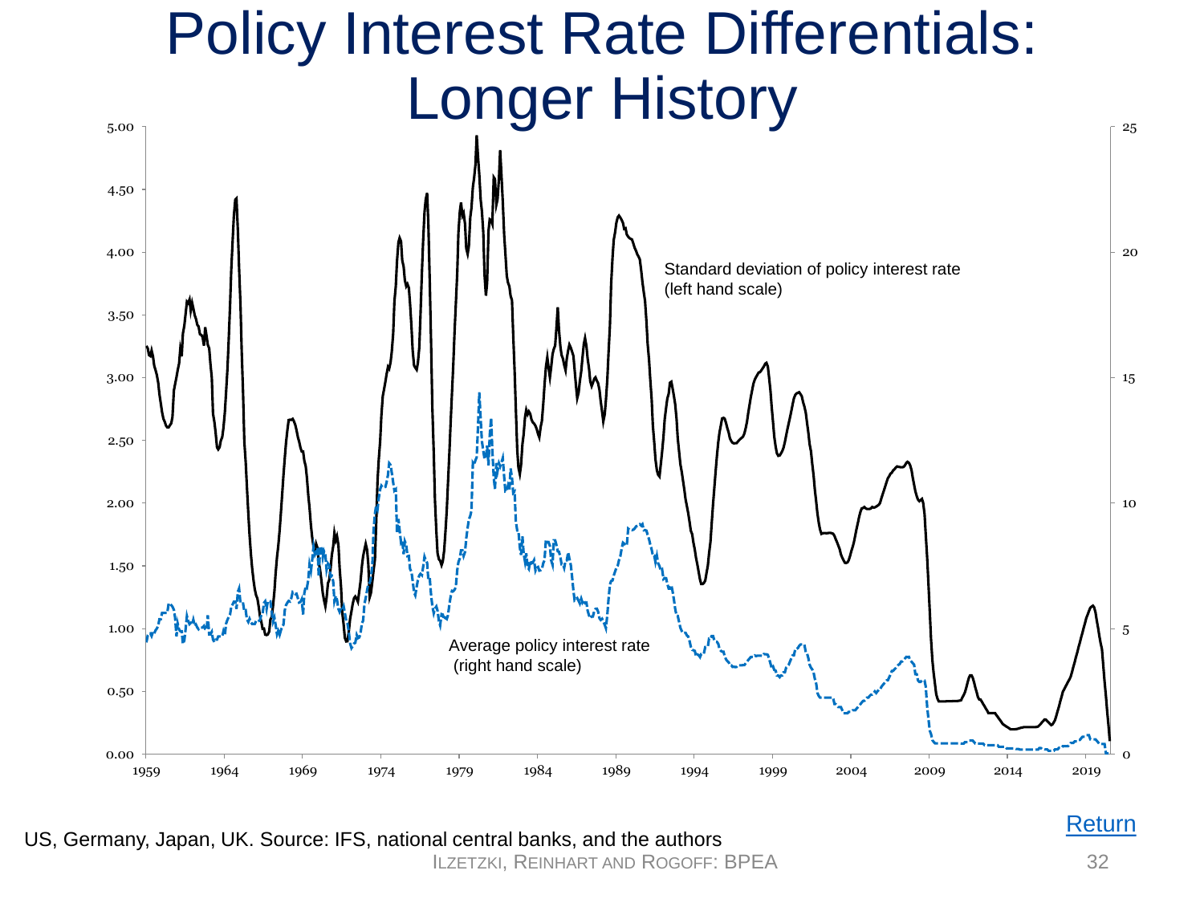# Policy Interest Rate Differentials: Longer History

Standard deviation of policy interest rate (left hand scale)

Average policy interest rate (right hand scale)

US, Germany, Japan, UK. Source: IFS, national central banks, and the authors

Return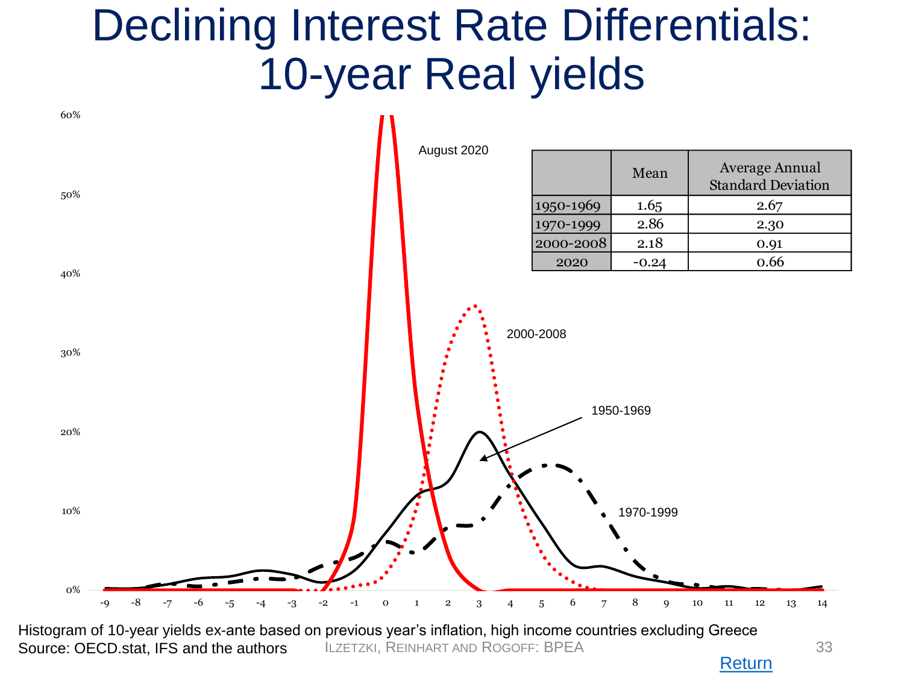# Declining Interest Rate Differentials: 10-year Real yields

| | Mean | Average Annual Standard Deviation |
|---|---|---|
| 1950-1969 | 1.65 | 2.67 |
| 1970-1999 | 2.86 | 2.30 |
| 2000-2008 | 2.18 | 0.91 |
| 2020 | -0.24 | 0.66 |

Histogram of 10-year yields ex-ante based on previous year's inflation, high income countries excluding Greece
Source: OECD.stat, IFS and the authors

Return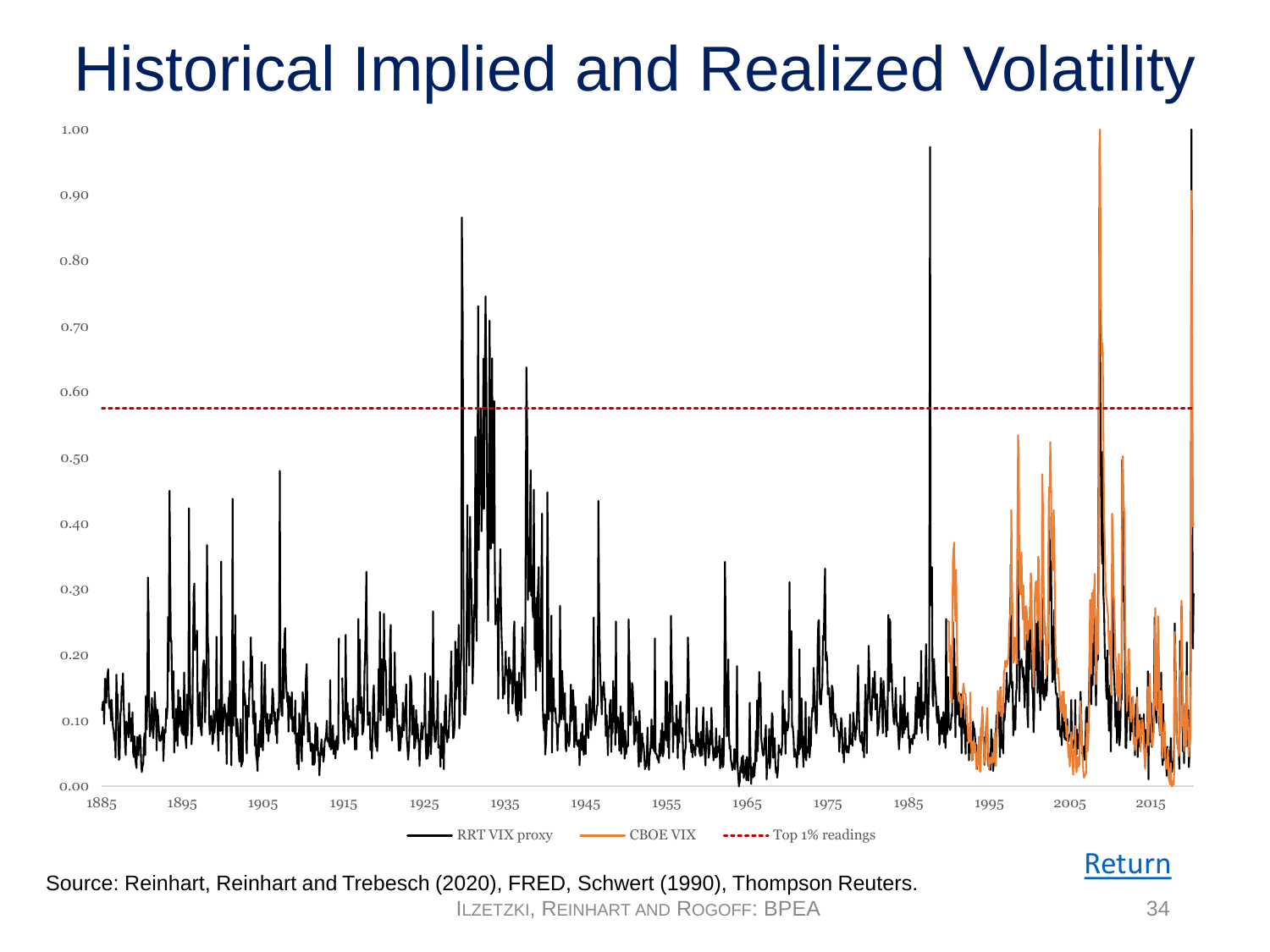# Historical Implied and Realized Volatility

Source: Reinhart, Reinhart and Trebesch (2020), FRED, Schwert (1990), Thompson Reuters.

Return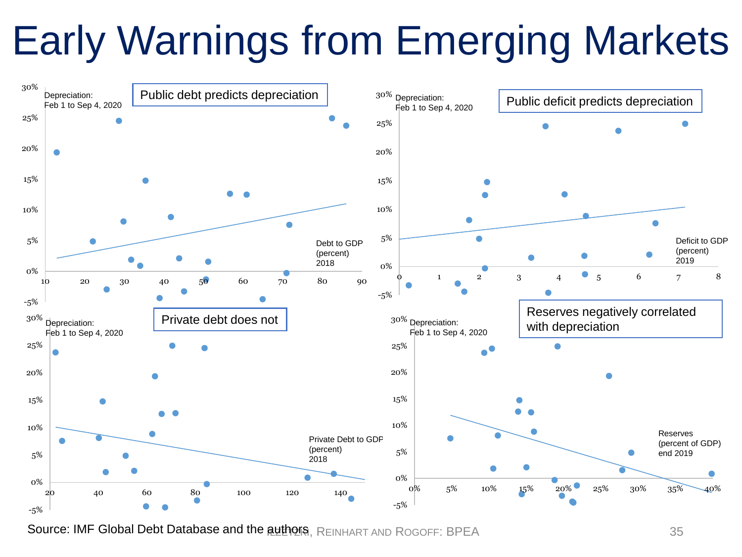# Early Warnings from Emerging Markets

Public debt predicts depreciation

Depreciation: Feb 1 to Sep 4, 2020

30%
25%
20%
15%
10%
5%
0%
-5%

10 20 30 40 50 60 70 80 90

Debt to GDP (percent) 2018

Public deficit predicts depreciation

Depreciation: Feb 1 to Sep 4, 2020

30%
25%
20%
15%
10%
5%
0%
-5%

0 1 2 3 4 5 6 7 8

Deficit to GDP (percent) 2019

Private debt does not

Depreciation: Feb 1 to Sep 4, 2020

30%
25%
20%
15%
10%
5%
0%
-5%

20 40 60 80 100 120 140

Private Debt to GDP (percent) 2018

Reserves negatively correlated with depreciation

Depreciation: Feb 1 to Sep 4, 2020

30%
25%
20%
15%
10%
5%
0%
-5%

0% 5% 10% 15% 20% 25% 30% 35% 40%

Reserves (percent of GDP) end 2019

Source: IMF Global Debt Database and the authors